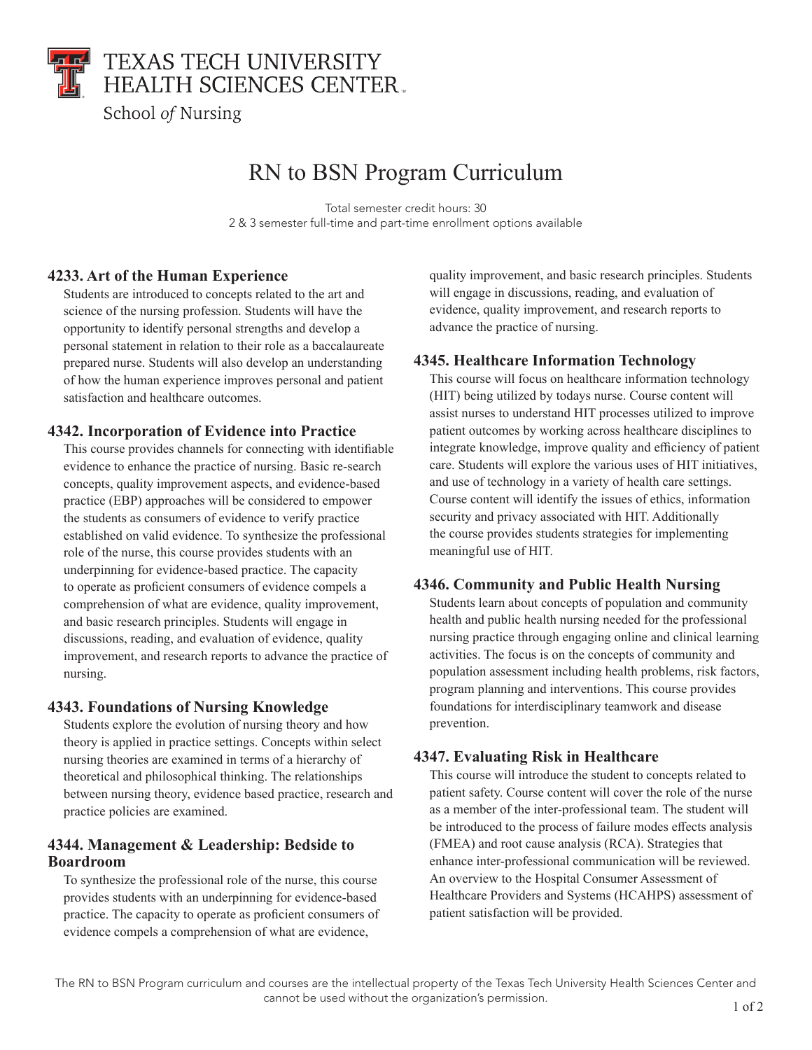TEXAS TECH UNIVERSITY
HEALTH SCIENCES CENTER

School *of* Nursing

# RN to BSN Program Curriculum

Total semester credit hours: 30
2 & 3 semester full-time and part-time enrollment options available

### 4233. Art of the Human Experience

Students are introduced to concepts related to the art and science of the nursing profession. Students will have the opportunity to identify personal strengths and develop a personal statement in relation to their role as a baccalaureate prepared nurse. Students will also develop an understanding of how the human experience improves personal and patient satisfaction and healthcare outcomes.

### 4342. Incorporation of Evidence into Practice

This course provides channels for connecting with identifiable evidence to enhance the practice of nursing. Basic re-search concepts, quality improvement aspects, and evidence-based practice (EBP) approaches will be considered to empower the students as consumers of evidence to verify practice established on valid evidence. To synthesize the professional role of the nurse, this course provides students with an underpinning for evidence-based practice. The capacity to operate as proficient consumers of evidence compels a comprehension of what are evidence, quality improvement, and basic research principles. Students will engage in discussions, reading, and evaluation of evidence, quality improvement, and research reports to advance the practice of nursing.

### 4343. Foundations of Nursing Knowledge

Students explore the evolution of nursing theory and how theory is applied in practice settings. Concepts within select nursing theories are examined in terms of a hierarchy of theoretical and philosophical thinking. The relationships between nursing theory, evidence based practice, research and practice policies are examined.

### 4344. Management & Leadership: Bedside to Boardroom

To synthesize the professional role of the nurse, this course provides students with an underpinning for evidence-based practice. The capacity to operate as proficient consumers of evidence compels a comprehension of what are evidence, quality improvement, and basic research principles. Students will engage in discussions, reading, and evaluation of evidence, quality improvement, and research reports to advance the practice of nursing.

### 4345. Healthcare Information Technology

This course will focus on healthcare information technology (HIT) being utilized by todays nurse. Course content will assist nurses to understand HIT processes utilized to improve patient outcomes by working across healthcare disciplines to integrate knowledge, improve quality and efficiency of patient care. Students will explore the various uses of HIT initiatives, and use of technology in a variety of health care settings. Course content will identify the issues of ethics, information security and privacy associated with HIT. Additionally the course provides students strategies for implementing meaningful use of HIT.

### 4346. Community and Public Health Nursing

Students learn about concepts of population and community health and public health nursing needed for the professional nursing practice through engaging online and clinical learning activities. The focus is on the concepts of community and population assessment including health problems, risk factors, program planning and interventions. This course provides foundations for interdisciplinary teamwork and disease prevention.

### 4347. Evaluating Risk in Healthcare

This course will introduce the student to concepts related to patient safety. Course content will cover the role of the nurse as a member of the inter-professional team. The student will be introduced to the process of failure modes effects analysis (FMEA) and root cause analysis (RCA). Strategies that enhance inter-professional communication will be reviewed. An overview to the Hospital Consumer Assessment of Healthcare Providers and Systems (HCAHPS) assessment of patient satisfaction will be provided.

The RN to BSN Program curriculum and courses are the intellectual property of the Texas Tech University Health Sciences Center and cannot be used without the organization's permission.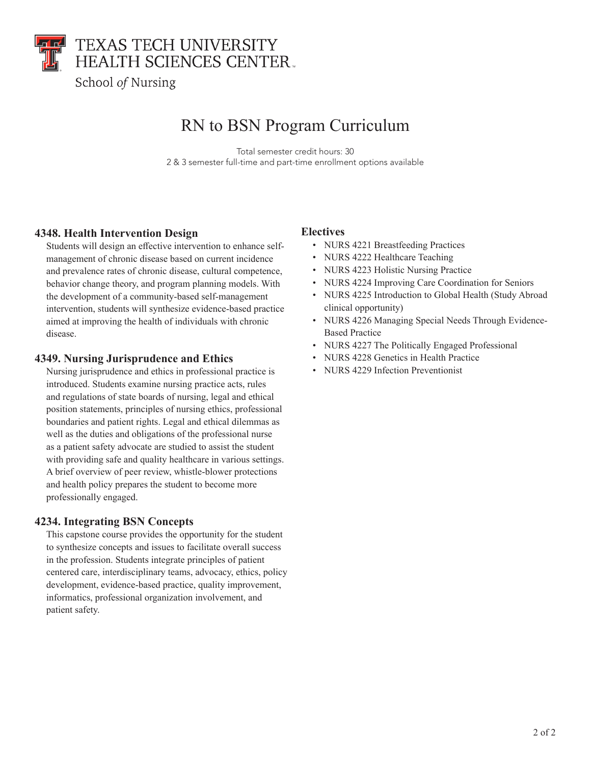TEXAS TECH UNIVERSITY HEALTH SCIENCES CENTER
School *of* Nursing

# RN to BSN Program Curriculum

Total semester credit hours: 30
2 & 3 semester full-time and part-time enrollment options available

### 4348. Health Intervention Design

Students will design an effective intervention to enhance self-management of chronic disease based on current incidence and prevalence rates of chronic disease, cultural competence, behavior change theory, and program planning models. With the development of a community-based self-management intervention, students will synthesize evidence-based practice aimed at improving the health of individuals with chronic disease.

### 4349. Nursing Jurisprudence and Ethics

Nursing jurisprudence and ethics in professional practice is introduced. Students examine nursing practice acts, rules and regulations of state boards of nursing, legal and ethical position statements, principles of nursing ethics, professional boundaries and patient rights. Legal and ethical dilemmas as well as the duties and obligations of the professional nurse as a patient safety advocate are studied to assist the student with providing safe and quality healthcare in various settings. A brief overview of peer review, whistle-blower protections and health policy prepares the student to become more professionally engaged.

### 4234. Integrating BSN Concepts

This capstone course provides the opportunity for the student to synthesize concepts and issues to facilitate overall success in the profession. Students integrate principles of patient centered care, interdisciplinary teams, advocacy, ethics, policy development, evidence-based practice, quality improvement, informatics, professional organization involvement, and patient safety.

### Electives

- NURS 4221 Breastfeeding Practices
- NURS 4222 Healthcare Teaching
- NURS 4223 Holistic Nursing Practice
- NURS 4224 Improving Care Coordination for Seniors
- NURS 4225 Introduction to Global Health (Study Abroad clinical opportunity)
- NURS 4226 Managing Special Needs Through Evidence-Based Practice
- NURS 4227 The Politically Engaged Professional
- NURS 4228 Genetics in Health Practice
- NURS 4229 Infection Preventionist